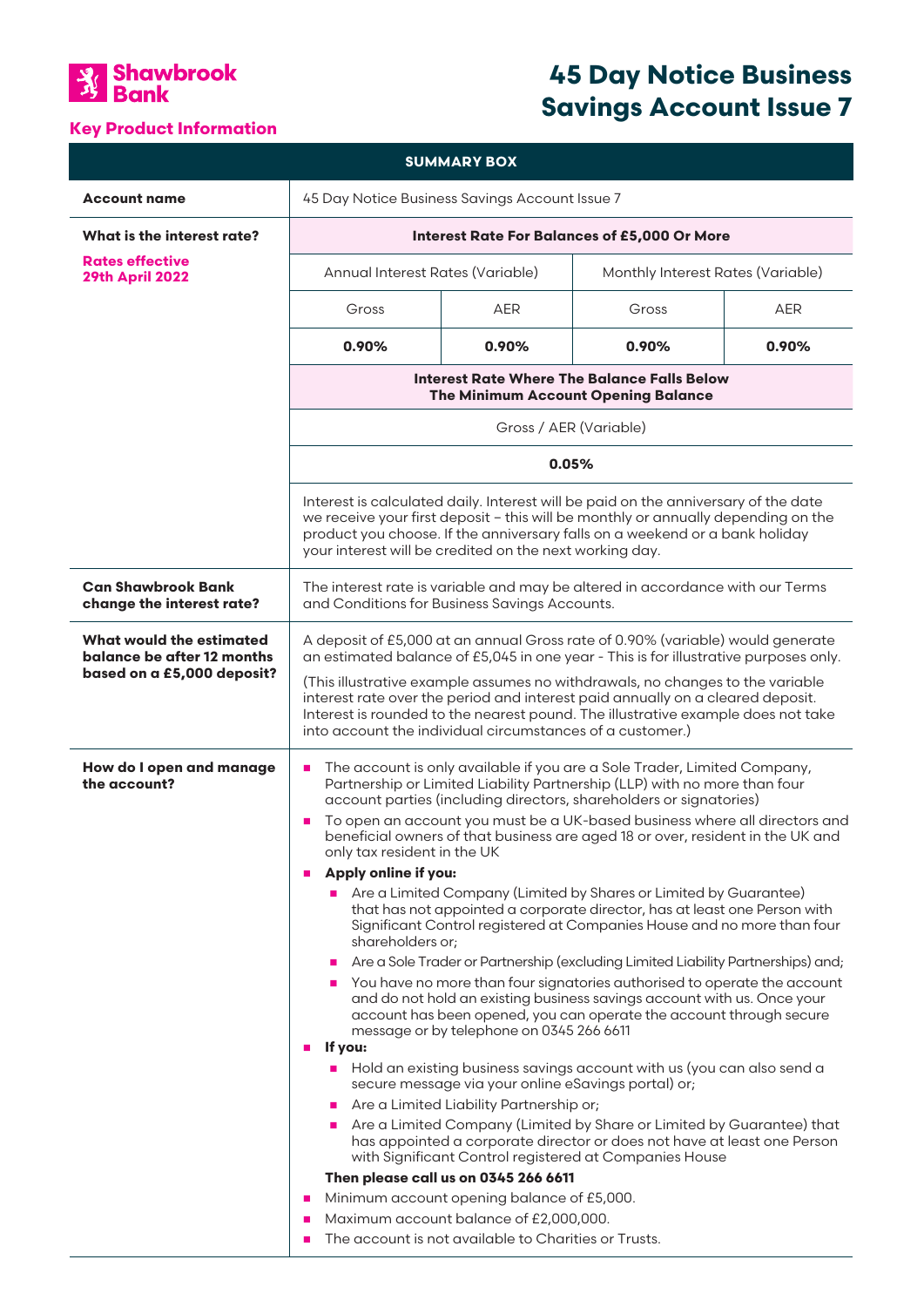Shawbrook Bank

**Key Product Information**

# 45 Day Notice Business Savings Account Issue 7

| SUMMARY BOX | | | | |
|---|---|---|---|---|
| **Account name** | 45 Day Notice Business Savings Account Issue 7 | | | |
| **What is the interest rate?**<br>**Rates effective 29th April 2022** | **Interest Rate For Balances of £5,000 Or More** | | | |
| | Annual Interest Rates (Variable) | | Monthly Interest Rates (Variable) | |
| | Gross | AER | Gross | AER |
| | **0.90%** | **0.90%** | **0.90%** | **0.90%** |
| | **Interest Rate Where The Balance Falls Below The Minimum Account Opening Balance** | | | |
| | Gross / AER (Variable) | | | |
| | **0.05%** | | | |
| | Interest is calculated daily. Interest will be paid on the anniversary of the date we receive your first deposit – this will be monthly or annually depending on the product you choose. If the anniversary falls on a weekend or a bank holiday your interest will be credited on the next working day. | | | |
| **Can Shawbrook Bank change the interest rate?** | The interest rate is variable and may be altered in accordance with our Terms and Conditions for Business Savings Accounts. | | | |
| **What would the estimated balance be after 12 months based on a £5,000 deposit?** | A deposit of £5,000 at an annual Gross rate of 0.90% (variable) would generate an estimated balance of £5,045 in one year - This is for illustrative purposes only.<br>(This illustrative example assumes no withdrawals, no changes to the variable interest rate over the period and interest paid annually on a cleared deposit. Interest is rounded to the nearest pound. The illustrative example does not take into account the individual circumstances of a customer.) | | | |
| **How do I open and manage the account?** | - The account is only available if you are a Sole Trader, Limited Company, Partnership or Limited Liability Partnership (LLP) with no more than four account parties (including directors, shareholders or signatories)<br>- To open an account you must be a UK-based business where all directors and beneficial owners of that business are aged 18 or over, resident in the UK and only tax resident in the UK<br>- **Apply online if you:**<br>  - Are a Limited Company (Limited by Shares or Limited by Guarantee) that has not appointed a corporate director, has at least one Person with Significant Control registered at Companies House and no more than four shareholders or;<br>  - Are a Sole Trader or Partnership (excluding Limited Liability Partnerships) and;<br>  - You have no more than four signatories authorised to operate the account and do not hold an existing business savings account with us. Once your account has been opened, you can operate the account through secure message or by telephone on 0345 266 6611<br>- **If you:**<br>  - Hold an existing business savings account with us (you can also send a secure message via your online eSavings portal) or;<br>  - Are a Limited Liability Partnership or;<br>  - Are a Limited Company (Limited by Share or Limited by Guarantee) that has appointed a corporate director or does not have at least one Person with Significant Control registered at Companies House<br>  **Then please call us on 0345 266 6611**<br>- Minimum account opening balance of £5,000.<br>- Maximum account balance of £2,000,000.<br>- The account is not available to Charities or Trusts. | | | |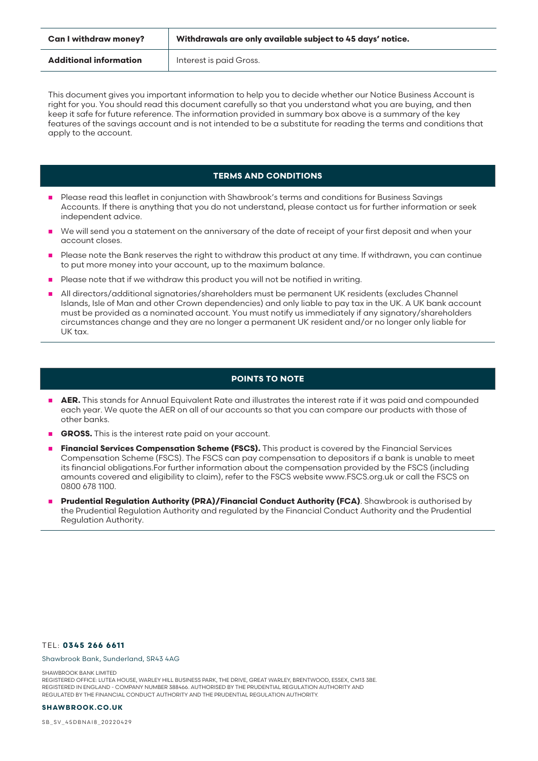| | |
|---|---|
| **Can I withdraw money?** | **Withdrawals are only available subject to 45 days' notice.** |
| **Additional information** | Interest is paid Gross. |

This document gives you important information to help you to decide whether our Notice Business Account is right for you. You should read this document carefully so that you understand what you are buying, and then keep it safe for future reference. The information provided in summary box above is a summary of the key features of the savings account and is not intended to be a substitute for reading the terms and conditions that apply to the account.

## TERMS AND CONDITIONS

- Please read this leaflet in conjunction with Shawbrook's terms and conditions for Business Savings Accounts. If there is anything that you do not understand, please contact us for further information or seek independent advice.
- We will send you a statement on the anniversary of the date of receipt of your first deposit and when your account closes.
- Please note the Bank reserves the right to withdraw this product at any time. If withdrawn, you can continue to put more money into your account, up to the maximum balance.
- Please note that if we withdraw this product you will not be notified in writing.
- All directors/additional signatories/shareholders must be permanent UK residents (excludes Channel Islands, Isle of Man and other Crown dependencies) and only liable to pay tax in the UK. A UK bank account must be provided as a nominated account. You must notify us immediately if any signatory/shareholders circumstances change and they are no longer a permanent UK resident and/or no longer only liable for UK tax.

## POINTS TO NOTE

- **AER.** This stands for Annual Equivalent Rate and illustrates the interest rate if it was paid and compounded each year. We quote the AER on all of our accounts so that you can compare our products with those of other banks.
- **GROSS.** This is the interest rate paid on your account.
- **Financial Services Compensation Scheme (FSCS).** This product is covered by the Financial Services Compensation Scheme (FSCS). The FSCS can pay compensation to depositors if a bank is unable to meet its financial obligations.For further information about the compensation provided by the FSCS (including amounts covered and eligibility to claim), refer to the FSCS website www.FSCS.org.uk or call the FSCS on 0800 678 1100.
- **Prudential Regulation Authority (PRA)/Financial Conduct Authority (FCA)**. Shawbrook is authorised by the Prudential Regulation Authority and regulated by the Financial Conduct Authority and the Prudential Regulation Authority.

TEL: **0345 266 6611**

Shawbrook Bank, Sunderland, SR43 4AG

SHAWBROOK BANK LIMITED
REGISTERED OFFICE: LUTEA HOUSE, WARLEY HILL BUSINESS PARK, THE DRIVE, GREAT WARLEY, BRENTWOOD, ESSEX, CM13 3BE.
REGISTERED IN ENGLAND - COMPANY NUMBER 388466. AUTHORISED BY THE PRUDENTIAL REGULATION AUTHORITY AND REGULATED BY THE FINANCIAL CONDUCT AUTHORITY AND THE PRUDENTIAL REGULATION AUTHORITY.

**SHAWBROOK.CO.UK**

SB_SV_45DBNAI8_20220429